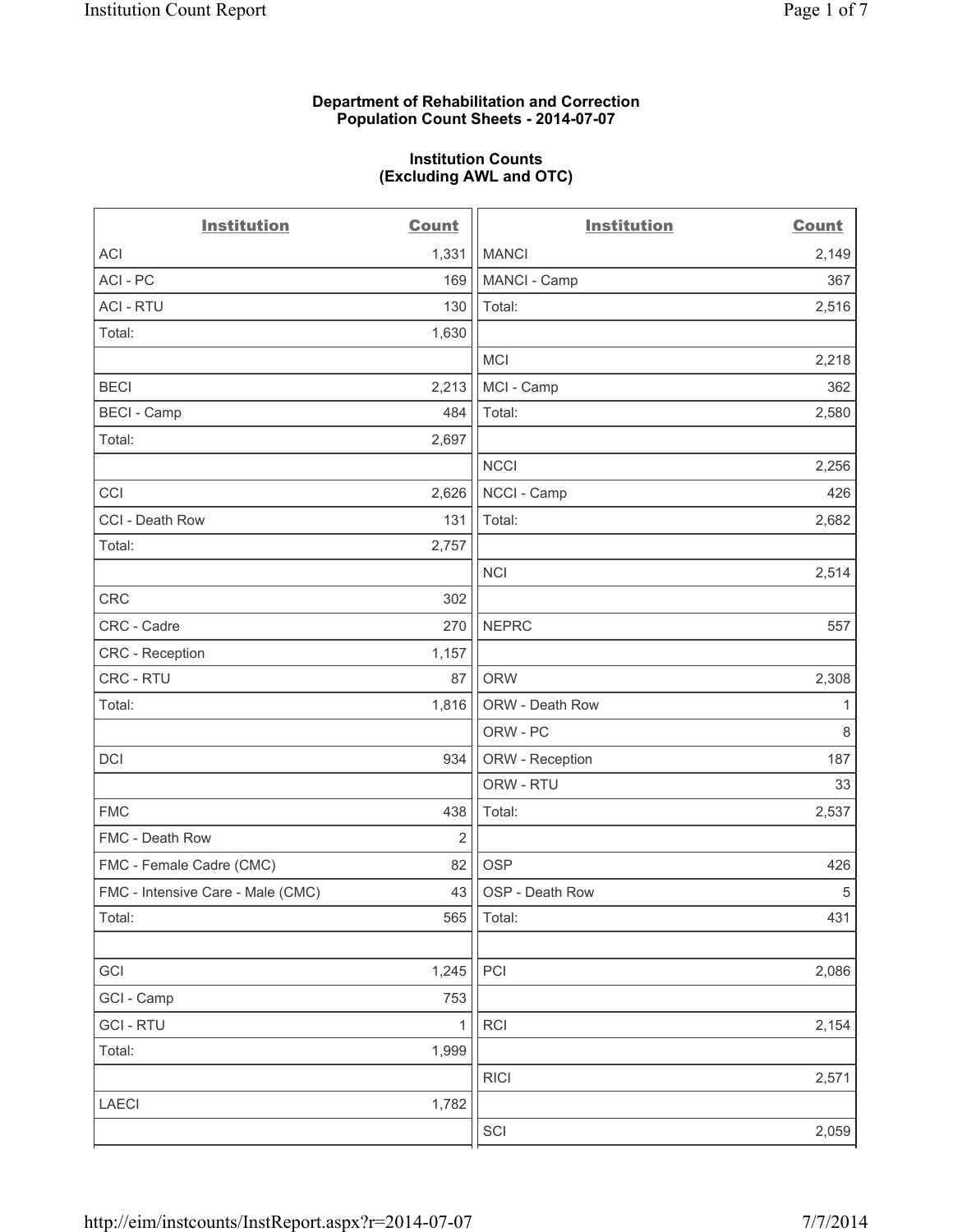**Department of Rehabilitation and Correction**
**Population Count Sheets - 2014-07-07**

**Institution Counts**
**(Excluding AWL and OTC)**

| Institution | Count |
|---|---|
| ACI | 1,331 |
| ACI - PC | 169 |
| ACI - RTU | 130 |
| Total: | 1,630 |
| | |
| BECI | 2,213 |
| BECI - Camp | 484 |
| Total: | 2,697 |
| | |
| CCI | 2,626 |
| CCI - Death Row | 131 |
| Total: | 2,757 |
| | |
| CRC | 302 |
| CRC - Cadre | 270 |
| CRC - Reception | 1,157 |
| CRC - RTU | 87 |
| Total: | 1,816 |
| | |
| DCI | 934 |
| | |
| FMC | 438 |
| FMC - Death Row | 2 |
| FMC - Female Cadre (CMC) | 82 |
| FMC - Intensive Care - Male (CMC) | 43 |
| Total: | 565 |
| | |
| GCI | 1,245 |
| GCI - Camp | 753 |
| GCI - RTU | 1 |
| Total: | 1,999 |
| | |
| LAECI | 1,782 |
| | |

| Institution | Count |
|---|---|
| MANCI | 2,149 |
| MANCI - Camp | 367 |
| Total: | 2,516 |
| | |
| MCI | 2,218 |
| MCI - Camp | 362 |
| Total: | 2,580 |
| | |
| NCCI | 2,256 |
| NCCI - Camp | 426 |
| Total: | 2,682 |
| | |
| NCI | 2,514 |
| | |
| NEPRC | 557 |
| | |
| ORW | 2,308 |
| ORW - Death Row | 1 |
| ORW - PC | 8 |
| ORW - Reception | 187 |
| ORW - RTU | 33 |
| Total: | 2,537 |
| | |
| OSP | 426 |
| OSP - Death Row | 5 |
| Total: | 431 |
| | |
| PCI | 2,086 |
| | |
| RCI | 2,154 |
| | |
| RICI | 2,571 |
| | |
| SCI | 2,059 |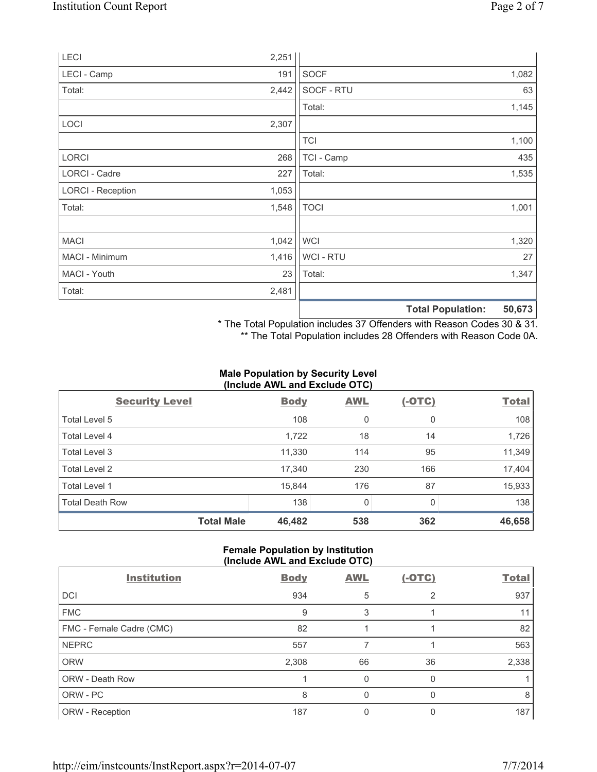| | |
|---|---|
| LECI | 2,251 |
| LECI - Camp | 191 |
| Total: | 2,442 |
| | |
| LOCI | 2,307 |
| | |
| LORCI | 268 |
| LORCI - Cadre | 227 |
| LORCI - Reception | 1,053 |
| Total: | 1,548 |
| | |
| MACI | 1,042 |
| MACI - Minimum | 1,416 |
| MACI - Youth | 23 |
| Total: | 2,481 |

| | |
|---|---|
| | |
| SOCF | 1,082 |
| SOCF - RTU | 63 |
| Total: | 1,145 |
| | |
| TCI | 1,100 |
| TCI - Camp | 435 |
| Total: | 1,535 |
| | |
| TOCI | 1,001 |
| | |
| WCI | 1,320 |
| WCI - RTU | 27 |
| Total: | 1,347 |
| | |
| **Total Population:** | **50,673** |

\* The Total Population includes 37 Offenders with Reason Codes 30 & 31.
\*\* The Total Population includes 28 Offenders with Reason Code 0A.

### Male Population by Security Level (Include AWL and Exclude OTC)

| Security Level | Body | AWL | (-OTC) | Total |
|---|---|---|---|---|
| Total Level 5 | 108 | 0 | 0 | 108 |
| Total Level 4 | 1,722 | 18 | 14 | 1,726 |
| Total Level 3 | 11,330 | 114 | 95 | 11,349 |
| Total Level 2 | 17,340 | 230 | 166 | 17,404 |
| Total Level 1 | 15,844 | 176 | 87 | 15,933 |
| Total Death Row | 138 | 0 | 0 | 138 |
| **Total Male** | **46,482** | **538** | **362** | **46,658** |

### Female Population by Institution (Include AWL and Exclude OTC)

| Institution | Body | AWL | (-OTC) | Total |
|---|---|---|---|---|
| DCI | 934 | 5 | 2 | 937 |
| FMC | 9 | 3 | 1 | 11 |
| FMC - Female Cadre (CMC) | 82 | 1 | 1 | 82 |
| NEPRC | 557 | 7 | 1 | 563 |
| ORW | 2,308 | 66 | 36 | 2,338 |
| ORW - Death Row | 1 | 0 | 0 | 1 |
| ORW - PC | 8 | 0 | 0 | 8 |
| ORW - Reception | 187 | 0 | 0 | 187 |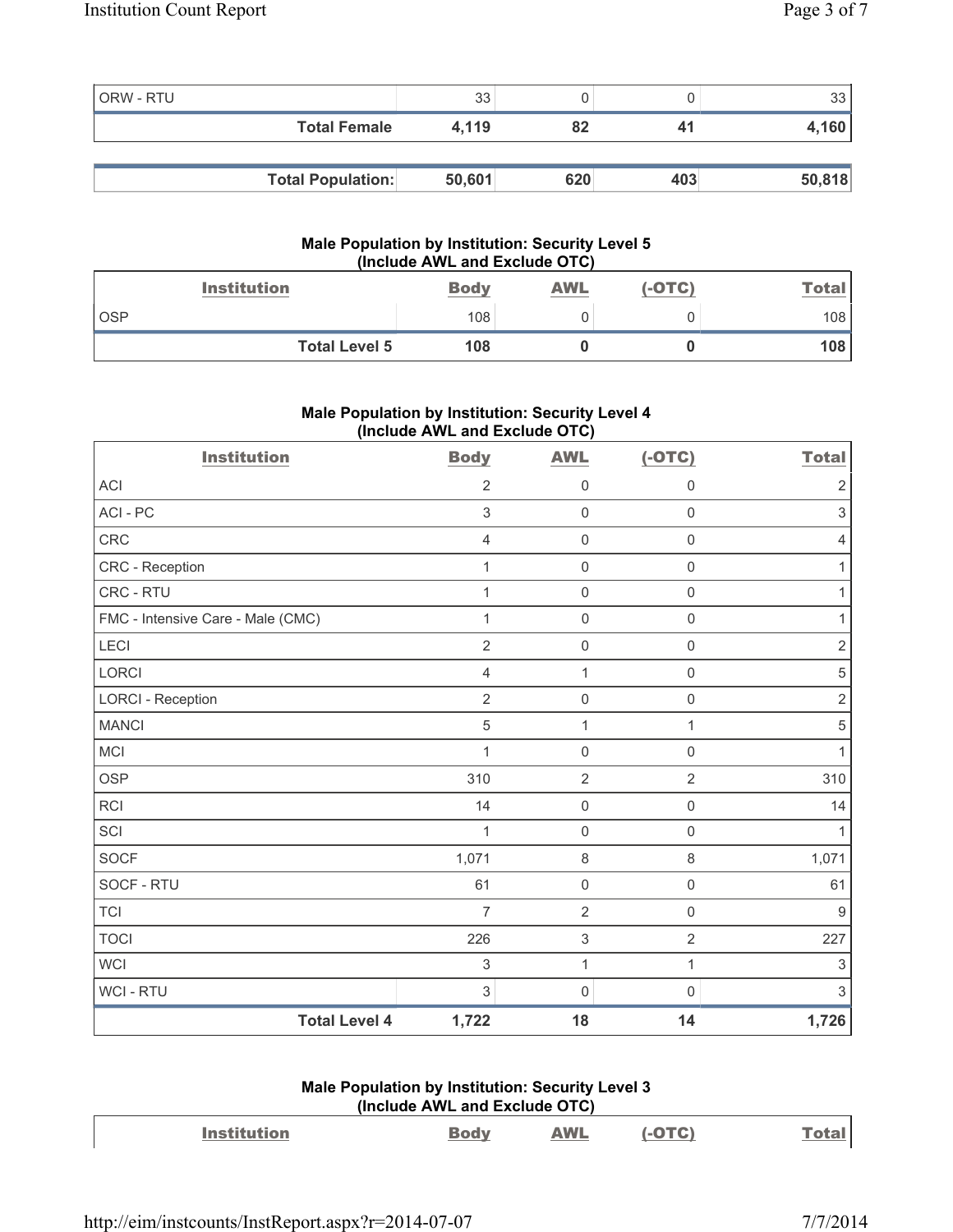| ORW - RTU | 33 | 0 | 0 | 33 |
|---|---|---|---|---|
| **Total Female** | **4,119** | **82** | **41** | **4,160** |

| **Total Population:** | **50,601** | **620** | **403** | **50,818** |
|---|---|---|---|---|

### Male Population by Institution: Security Level 5 (Include AWL and Exclude OTC)

| Institution | Body | AWL | (-OTC) | Total |
|---|---|---|---|---|
| OSP | 108 | 0 | 0 | 108 |
| **Total Level 5** | **108** | **0** | **0** | **108** |

### Male Population by Institution: Security Level 4 (Include AWL and Exclude OTC)

| Institution | Body | AWL | (-OTC) | Total |
|---|---|---|---|---|
| ACI | 2 | 0 | 0 | 2 |
| ACI - PC | 3 | 0 | 0 | 3 |
| CRC | 4 | 0 | 0 | 4 |
| CRC - Reception | 1 | 0 | 0 | 1 |
| CRC - RTU | 1 | 0 | 0 | 1 |
| FMC - Intensive Care - Male (CMC) | 1 | 0 | 0 | 1 |
| LECI | 2 | 0 | 0 | 2 |
| LORCI | 4 | 1 | 0 | 5 |
| LORCI - Reception | 2 | 0 | 0 | 2 |
| MANCI | 5 | 1 | 1 | 5 |
| MCI | 1 | 0 | 0 | 1 |
| OSP | 310 | 2 | 2 | 310 |
| RCI | 14 | 0 | 0 | 14 |
| SCI | 1 | 0 | 0 | 1 |
| SOCF | 1,071 | 8 | 8 | 1,071 |
| SOCF - RTU | 61 | 0 | 0 | 61 |
| TCI | 7 | 2 | 0 | 9 |
| TOCI | 226 | 3 | 2 | 227 |
| WCI | 3 | 1 | 1 | 3 |
| WCI - RTU | 3 | 0 | 0 | 3 |
| **Total Level 4** | **1,722** | **18** | **14** | **1,726** |

### Male Population by Institution: Security Level 3 (Include AWL and Exclude OTC)

| Institution | Body | AWL | (-OTC) | Total |
|---|---|---|---|---|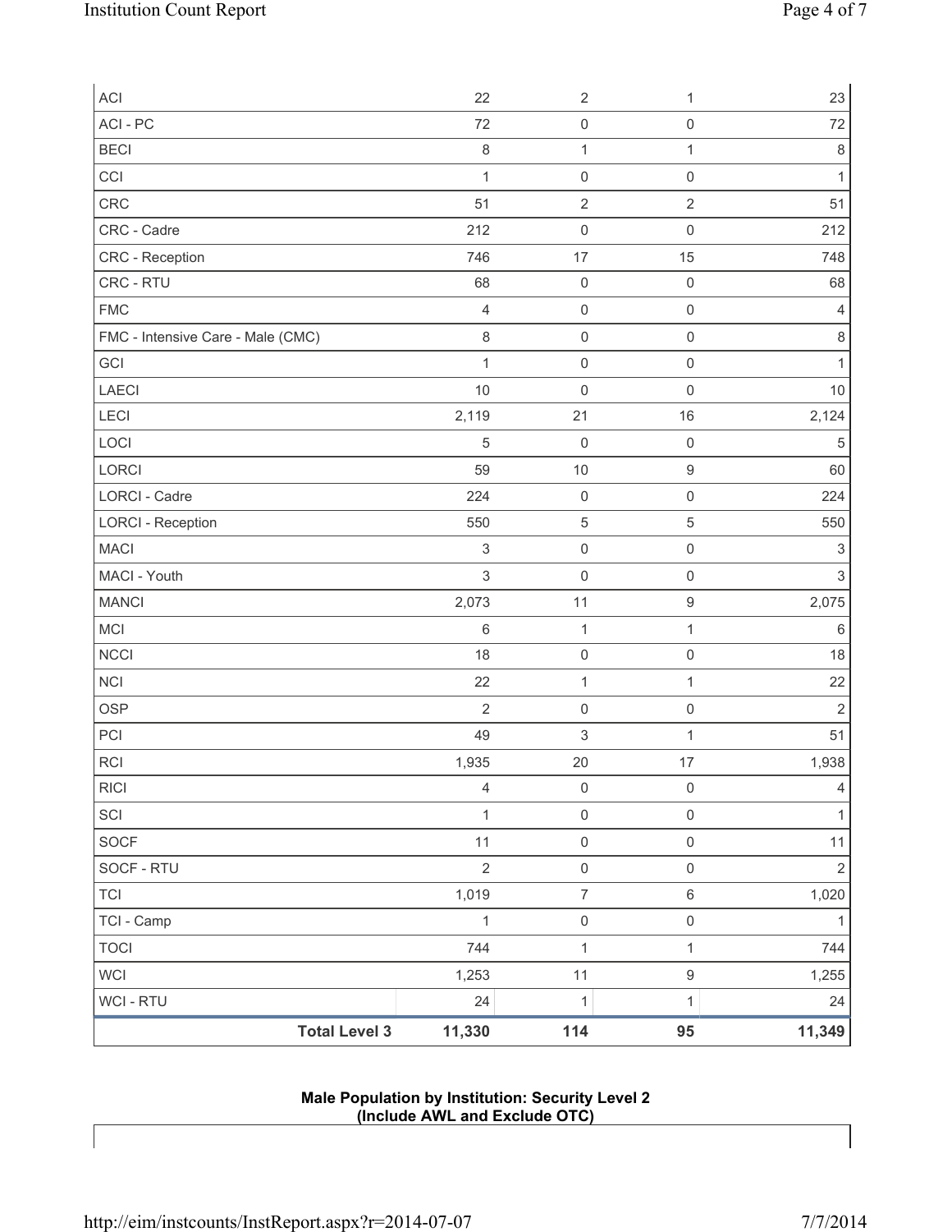| | | | | |
|---|---|---|---|---|
| ACI | 22 | 2 | 1 | 23 |
| ACI - PC | 72 | 0 | 0 | 72 |
| BECI | 8 | 1 | 1 | 8 |
| CCI | 1 | 0 | 0 | 1 |
| CRC | 51 | 2 | 2 | 51 |
| CRC - Cadre | 212 | 0 | 0 | 212 |
| CRC - Reception | 746 | 17 | 15 | 748 |
| CRC - RTU | 68 | 0 | 0 | 68 |
| FMC | 4 | 0 | 0 | 4 |
| FMC - Intensive Care - Male (CMC) | 8 | 0 | 0 | 8 |
| GCI | 1 | 0 | 0 | 1 |
| LAECI | 10 | 0 | 0 | 10 |
| LECI | 2,119 | 21 | 16 | 2,124 |
| LOCI | 5 | 0 | 0 | 5 |
| LORCI | 59 | 10 | 9 | 60 |
| LORCI - Cadre | 224 | 0 | 0 | 224 |
| LORCI - Reception | 550 | 5 | 5 | 550 |
| MACI | 3 | 0 | 0 | 3 |
| MACI - Youth | 3 | 0 | 0 | 3 |
| MANCI | 2,073 | 11 | 9 | 2,075 |
| MCI | 6 | 1 | 1 | 6 |
| NCCI | 18 | 0 | 0 | 18 |
| NCI | 22 | 1 | 1 | 22 |
| OSP | 2 | 0 | 0 | 2 |
| PCI | 49 | 3 | 1 | 51 |
| RCI | 1,935 | 20 | 17 | 1,938 |
| RICI | 4 | 0 | 0 | 4 |
| SCI | 1 | 0 | 0 | 1 |
| SOCF | 11 | 0 | 0 | 11 |
| SOCF - RTU | 2 | 0 | 0 | 2 |
| TCI | 1,019 | 7 | 6 | 1,020 |
| TCI - Camp | 1 | 0 | 0 | 1 |
| TOCI | 744 | 1 | 1 | 744 |
| WCI | 1,253 | 11 | 9 | 1,255 |
| WCI - RTU | 24 | 1 | 1 | 24 |
| **Total Level 3** | **11,330** | **114** | **95** | **11,349** |

**Male Population by Institution: Security Level 2**
**(Include AWL and Exclude OTC)**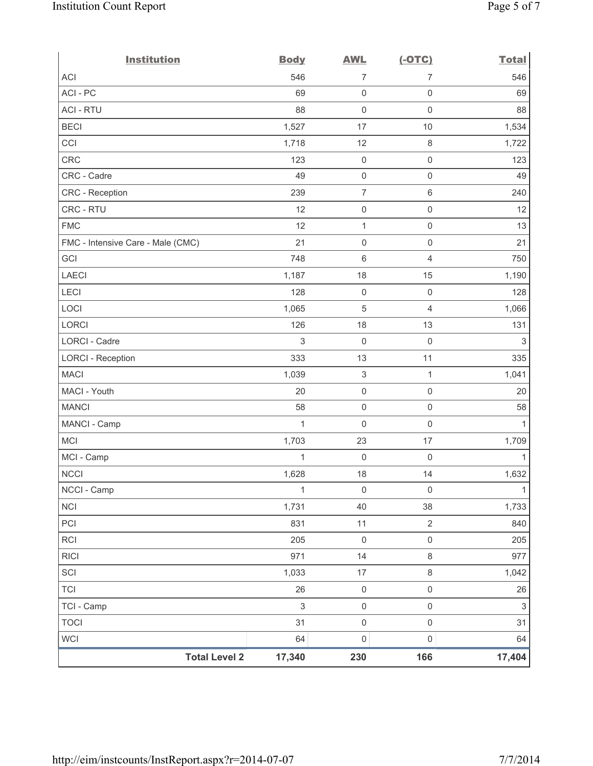| Institution | Body | AWL | (-OTC) | Total |
|---|---|---|---|---|
| ACI | 546 | 7 | 7 | 546 |
| ACI - PC | 69 | 0 | 0 | 69 |
| ACI - RTU | 88 | 0 | 0 | 88 |
| BECI | 1,527 | 17 | 10 | 1,534 |
| CCI | 1,718 | 12 | 8 | 1,722 |
| CRC | 123 | 0 | 0 | 123 |
| CRC - Cadre | 49 | 0 | 0 | 49 |
| CRC - Reception | 239 | 7 | 6 | 240 |
| CRC - RTU | 12 | 0 | 0 | 12 |
| FMC | 12 | 1 | 0 | 13 |
| FMC - Intensive Care - Male (CMC) | 21 | 0 | 0 | 21 |
| GCI | 748 | 6 | 4 | 750 |
| LAECI | 1,187 | 18 | 15 | 1,190 |
| LECI | 128 | 0 | 0 | 128 |
| LOCI | 1,065 | 5 | 4 | 1,066 |
| LORCI | 126 | 18 | 13 | 131 |
| LORCI - Cadre | 3 | 0 | 0 | 3 |
| LORCI - Reception | 333 | 13 | 11 | 335 |
| MACI | 1,039 | 3 | 1 | 1,041 |
| MACI - Youth | 20 | 0 | 0 | 20 |
| MANCI | 58 | 0 | 0 | 58 |
| MANCI - Camp | 1 | 0 | 0 | 1 |
| MCI | 1,703 | 23 | 17 | 1,709 |
| MCI - Camp | 1 | 0 | 0 | 1 |
| NCCI | 1,628 | 18 | 14 | 1,632 |
| NCCI - Camp | 1 | 0 | 0 | 1 |
| NCI | 1,731 | 40 | 38 | 1,733 |
| PCI | 831 | 11 | 2 | 840 |
| RCI | 205 | 0 | 0 | 205 |
| RICI | 971 | 14 | 8 | 977 |
| SCI | 1,033 | 17 | 8 | 1,042 |
| TCI | 26 | 0 | 0 | 26 |
| TCI - Camp | 3 | 0 | 0 | 3 |
| TOCI | 31 | 0 | 0 | 31 |
| WCI | 64 | 0 | 0 | 64 |
| **Total Level 2** | **17,340** | **230** | **166** | **17,404** |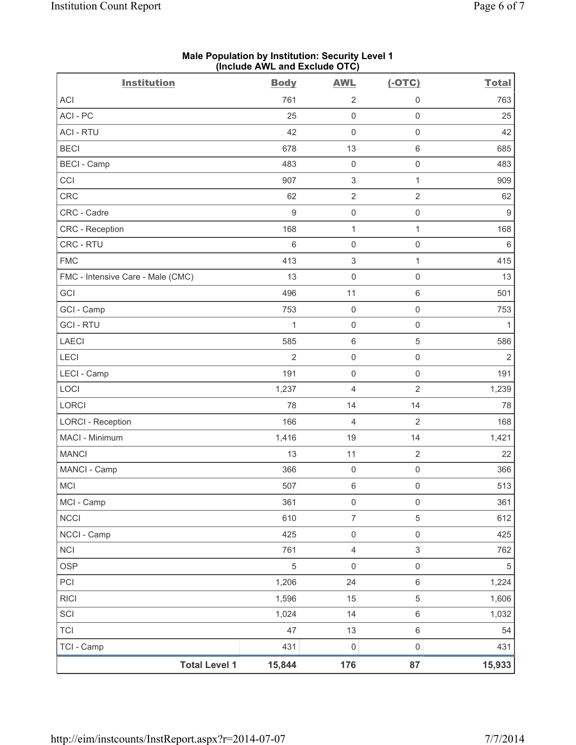**Male Population by Institution: Security Level 1**
**(Include AWL and Exclude OTC)**

| Institution | Body | AWL | (-OTC) | Total |
|---|---|---|---|---|
| ACI | 761 | 2 | 0 | 763 |
| ACI - PC | 25 | 0 | 0 | 25 |
| ACI - RTU | 42 | 0 | 0 | 42 |
| BECI | 678 | 13 | 6 | 685 |
| BECI - Camp | 483 | 0 | 0 | 483 |
| CCI | 907 | 3 | 1 | 909 |
| CRC | 62 | 2 | 2 | 62 |
| CRC - Cadre | 9 | 0 | 0 | 9 |
| CRC - Reception | 168 | 1 | 1 | 168 |
| CRC - RTU | 6 | 0 | 0 | 6 |
| FMC | 413 | 3 | 1 | 415 |
| FMC - Intensive Care - Male (CMC) | 13 | 0 | 0 | 13 |
| GCI | 496 | 11 | 6 | 501 |
| GCI - Camp | 753 | 0 | 0 | 753 |
| GCI - RTU | 1 | 0 | 0 | 1 |
| LAECI | 585 | 6 | 5 | 586 |
| LECI | 2 | 0 | 0 | 2 |
| LECI - Camp | 191 | 0 | 0 | 191 |
| LOCI | 1,237 | 4 | 2 | 1,239 |
| LORCI | 78 | 14 | 14 | 78 |
| LORCI - Reception | 166 | 4 | 2 | 168 |
| MACI - Minimum | 1,416 | 19 | 14 | 1,421 |
| MANCI | 13 | 11 | 2 | 22 |
| MANCI - Camp | 366 | 0 | 0 | 366 |
| MCI | 507 | 6 | 0 | 513 |
| MCI - Camp | 361 | 0 | 0 | 361 |
| NCCI | 610 | 7 | 5 | 612 |
| NCCI - Camp | 425 | 0 | 0 | 425 |
| NCI | 761 | 4 | 3 | 762 |
| OSP | 5 | 0 | 0 | 5 |
| PCI | 1,206 | 24 | 6 | 1,224 |
| RICI | 1,596 | 15 | 5 | 1,606 |
| SCI | 1,024 | 14 | 6 | 1,032 |
| TCI | 47 | 13 | 6 | 54 |
| TCI - Camp | 431 | 0 | 0 | 431 |
| **Total Level 1** | **15,844** | **176** | **87** | **15,933** |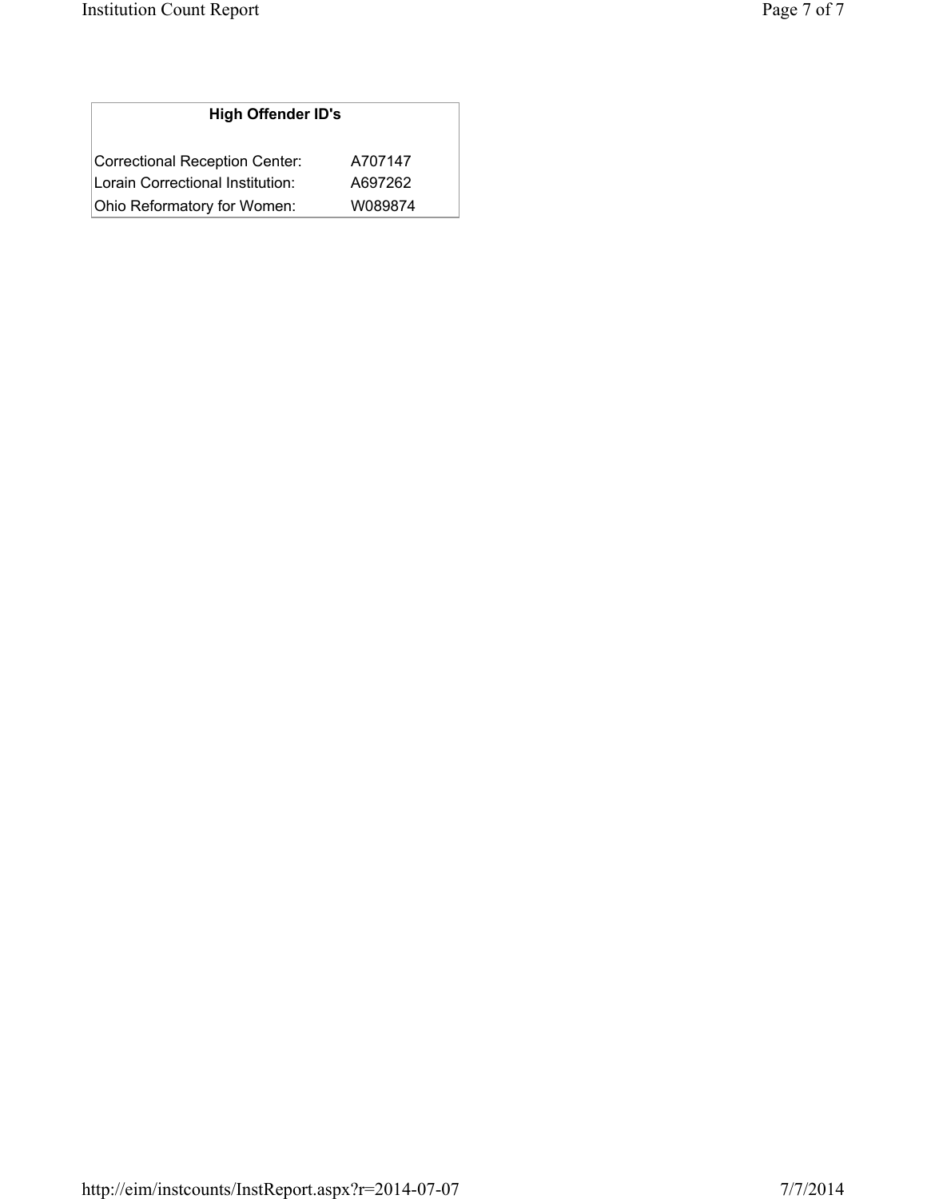| High Offender ID's | |
| --- | --- |
| Correctional Reception Center: | A707147 |
| Lorain Correctional Institution: | A697262 |
| Ohio Reformatory for Women: | W089874 |